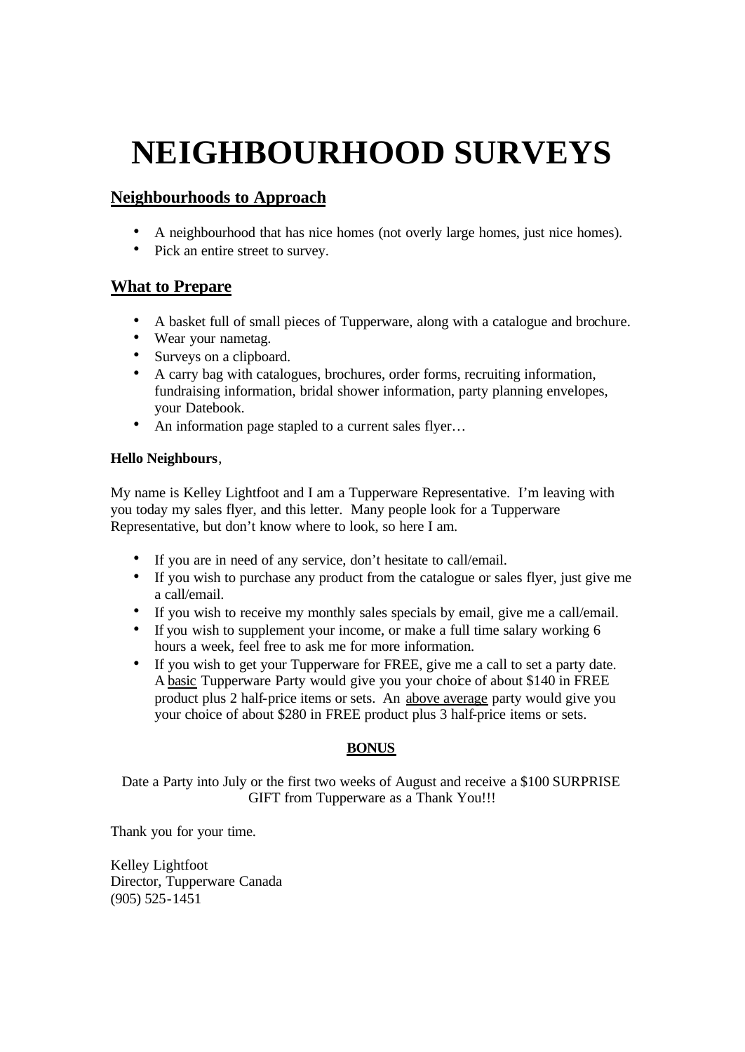// NEIGHBOURHOOD SURVEYS

## Neighbourhoods to Approach

- A neighbourhood that has nice homes (not overly large homes, just nice homes).
- Pick an entire street to survey.

## What to Prepare

- A basket full of small pieces of Tupperware, along with a catalogue and brochure.
- Wear your nametag.
- Surveys on a clipboard.
- A carry bag with catalogues, brochures, order forms, recruiting information, fundraising information, bridal shower information, party planning envelopes, your Datebook.
- An information page stapled to a current sales flyer…

**Hello Neighbours**,

My name is Kelley Lightfoot and I am a Tupperware Representative. I'm leaving with you today my sales flyer, and this letter. Many people look for a Tupperware Representative, but don't know where to look, so here I am.

- If you are in need of any service, don't hesitate to call/email.
- If you wish to purchase any product from the catalogue or sales flyer, just give me a call/email.
- If you wish to receive my monthly sales specials by email, give me a call/email.
- If you wish to supplement your income, or make a full time salary working 6 hours a week, feel free to ask me for more information.
- If you wish to get your Tupperware for FREE, give me a call to set a party date. A basic Tupperware Party would give you your choice of about $140 in FREE product plus 2 half-price items or sets. An above average party would give you your choice of about $280 in FREE product plus 3 half-price items or sets.

**BONUS**

Date a Party into July or the first two weeks of August and receive a $100 SURPRISE GIFT from Tupperware as a Thank You!!!

Thank you for your time.

Kelley Lightfoot
Director, Tupperware Canada
(905) 525-1451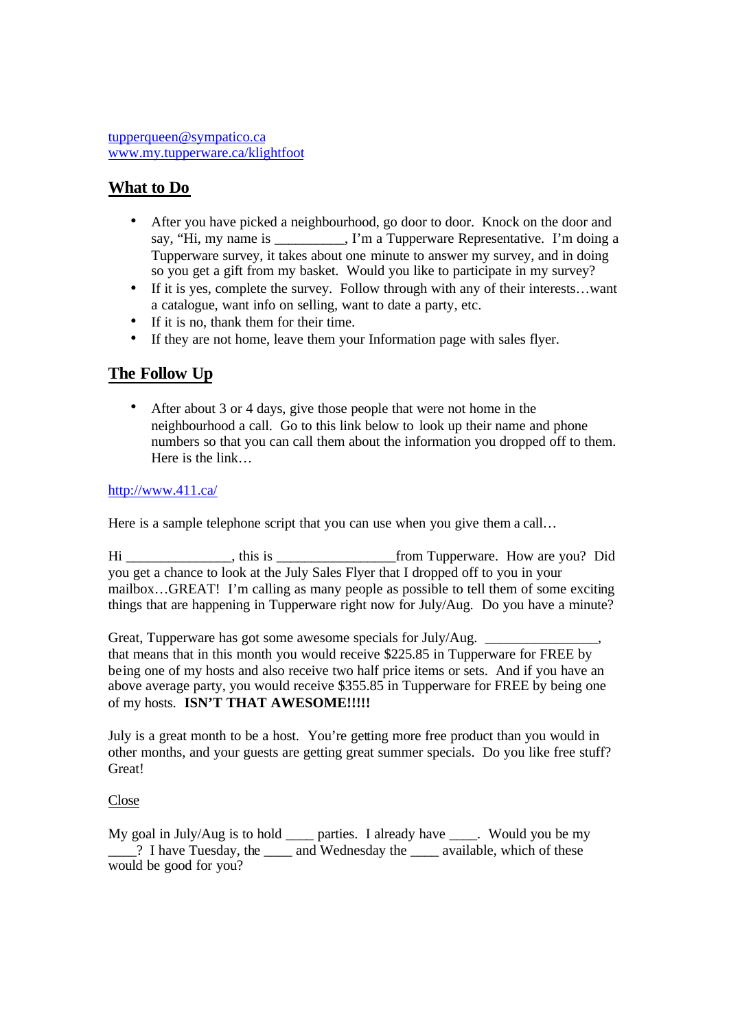[tupperqueen@sympatico.ca](mailto:tupperqueen@sympatico.ca)
[www.my.tupperware.ca/klightfoot](http://www.my.tupperware.ca/klightfoot)

## What to Do

- After you have picked a neighbourhood, go door to door. Knock on the door and say, "Hi, my name is __________, I'm a Tupperware Representative. I'm doing a Tupperware survey, it takes about one minute to answer my survey, and in doing so you get a gift from my basket. Would you like to participate in my survey?
- If it is yes, complete the survey. Follow through with any of their interests…want a catalogue, want info on selling, want to date a party, etc.
- If it is no, thank them for their time.
- If they are not home, leave them your Information page with sales flyer.

## The Follow Up

- After about 3 or 4 days, give those people that were not home in the neighbourhood a call. Go to this link below to look up their name and phone numbers so that you can call them about the information you dropped off to them. Here is the link…

[http://www.411.ca/](http://www.411.ca/)

Here is a sample telephone script that you can use when you give them a call…

Hi _______________, this is _________________from Tupperware. How are you? Did you get a chance to look at the July Sales Flyer that I dropped off to you in your mailbox…GREAT! I'm calling as many people as possible to tell them of some exciting things that are happening in Tupperware right now for July/Aug. Do you have a minute?

Great, Tupperware has got some awesome specials for July/Aug. ________________, that means that in this month you would receive $225.85 in Tupperware for FREE by being one of my hosts and also receive two half price items or sets. And if you have an above average party, you would receive $355.85 in Tupperware for FREE by being one of my hosts. **ISN'T THAT AWESOME!!!!!**

July is a great month to be a host. You're getting more free product than you would in other months, and your guests are getting great summer specials. Do you like free stuff? Great!

<u>Close</u>

My goal in July/Aug is to hold ____ parties. I already have ____. Would you be my ____? I have Tuesday, the ____ and Wednesday the ____ available, which of these would be good for you?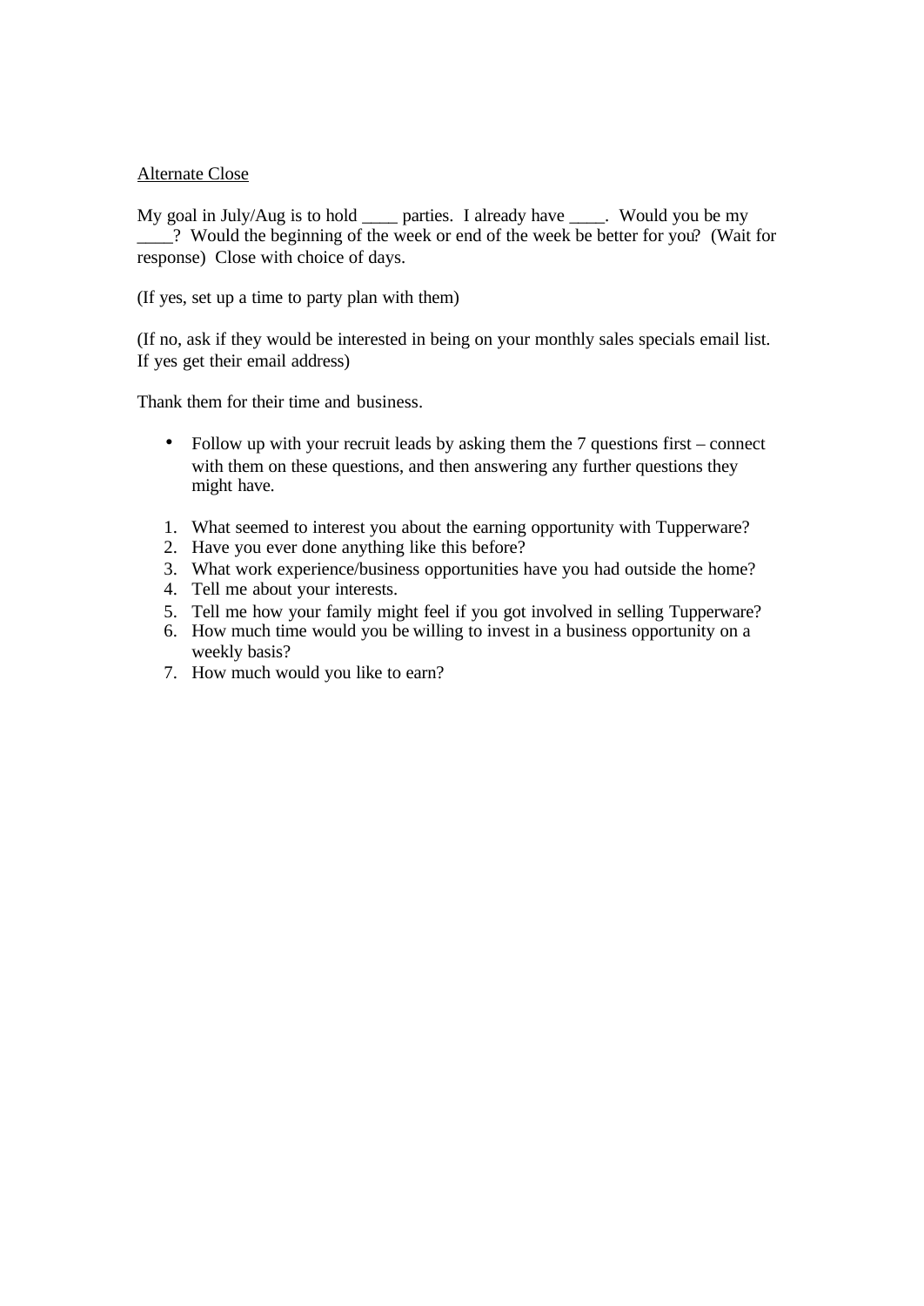Alternate Close

My goal in July/Aug is to hold ____ parties. I already have ____. Would you be my ____? Would the beginning of the week or end of the week be better for you? (Wait for response) Close with choice of days.

(If yes, set up a time to party plan with them)

(If no, ask if they would be interested in being on your monthly sales specials email list. If yes get their email address)

Thank them for their time and business.

- Follow up with your recruit leads by asking them the 7 questions first – connect with them on these questions, and then answering any further questions they might have.

1. What seemed to interest you about the earning opportunity with Tupperware?
2. Have you ever done anything like this before?
3. What work experience/business opportunities have you had outside the home?
4. Tell me about your interests.
5. Tell me how your family might feel if you got involved in selling Tupperware?
6. How much time would you be willing to invest in a business opportunity on a weekly basis?
7. How much would you like to earn?